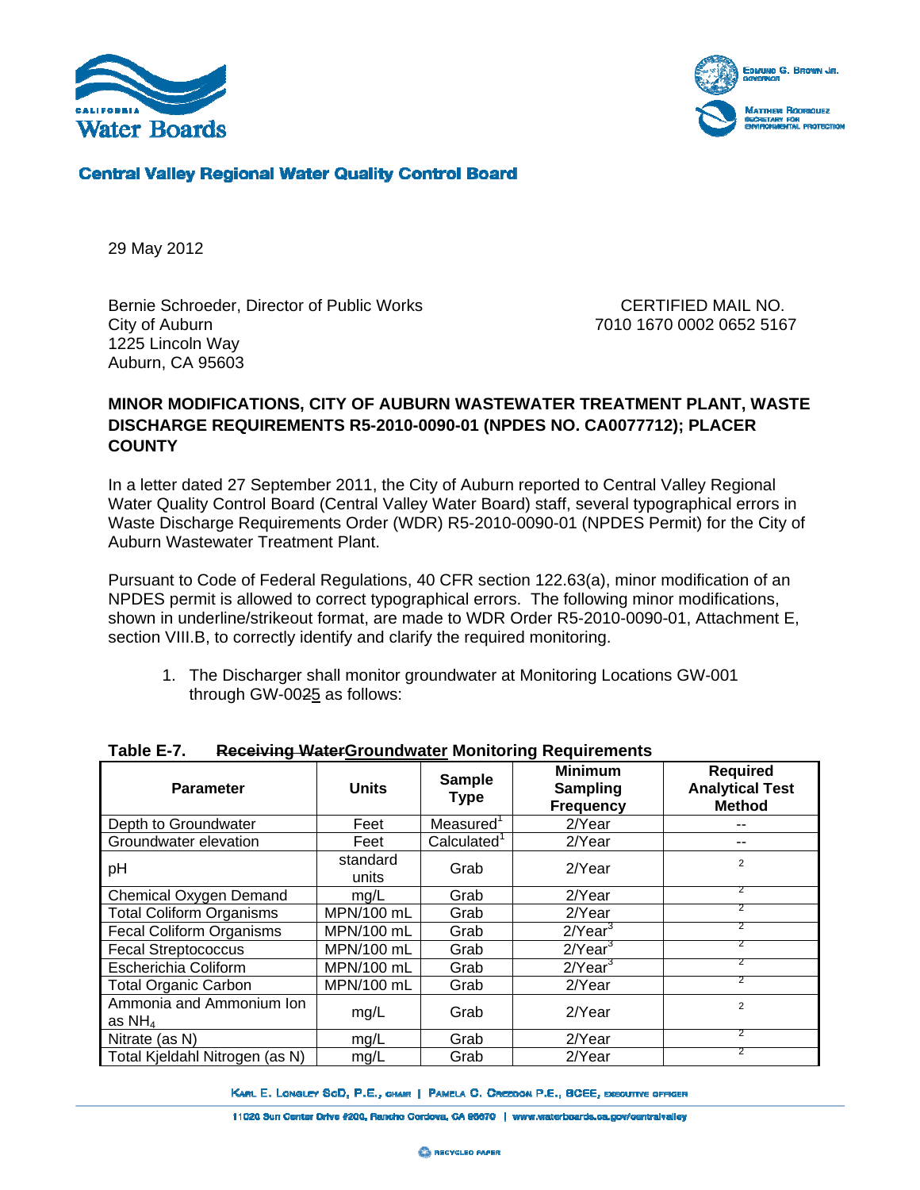**Central Valley Regional Water Quality Control Board**

29 May 2012

Bernie Schroeder, Director of Public Works
City of Auburn
1225 Lincoln Way
Auburn, CA 95603

CERTIFIED MAIL NO.
7010 1670 0002 0652 5167

**MINOR MODIFICATIONS, CITY OF AUBURN WASTEWATER TREATMENT PLANT, WASTE DISCHARGE REQUIREMENTS R5-2010-0090-01 (NPDES NO. CA0077712); PLACER COUNTY**

In a letter dated 27 September 2011, the City of Auburn reported to Central Valley Regional Water Quality Control Board (Central Valley Water Board) staff, several typographical errors in Waste Discharge Requirements Order (WDR) R5-2010-0090-01 (NPDES Permit) for the City of Auburn Wastewater Treatment Plant.

Pursuant to Code of Federal Regulations, 40 CFR section 122.63(a), minor modification of an NPDES permit is allowed to correct typographical errors. The following minor modifications, shown in underline/strikeout format, are made to WDR Order R5-2010-0090-01, Attachment E, section VIII.B, to correctly identify and clarify the required monitoring.

1. The Discharger shall monitor groundwater at Monitoring Locations GW-001 through GW-00~~2~~<u>5</u> as follows:

**Table E-7. ~~Receiving Water~~<u>Groundwater</u> Monitoring Requirements**

| Parameter | Units | Sample Type | Minimum Sampling Frequency | Required Analytical Test Method |
|---|---|---|---|---|
| Depth to Groundwater | Feet | Measured[1] | 2/Year | -- |
| Groundwater elevation | Feet | Calculated[1] | 2/Year | -- |
| pH | standard units | Grab | 2/Year | 2 |
| Chemical Oxygen Demand | mg/L | Grab | 2/Year | 2 |
| Total Coliform Organisms | MPN/100 mL | Grab | 2/Year | 2 |
| Fecal Coliform Organisms | MPN/100 mL | Grab | 2/Year[3] | 2 |
| Fecal Streptococcus | MPN/100 mL | Grab | 2/Year[3] | 2 |
| Escherichia Coliform | MPN/100 mL | Grab | 2/Year[3] | 2 |
| Total Organic Carbon | MPN/100 mL | Grab | 2/Year | 2 |
| Ammonia and Ammonium Ion as $NH_4$ | mg/L | Grab | 2/Year | 2 |
| Nitrate (as N) | mg/L | Grab | 2/Year | 2 |
| Total Kjeldahl Nitrogen (as N) | mg/L | Grab | 2/Year | 2 |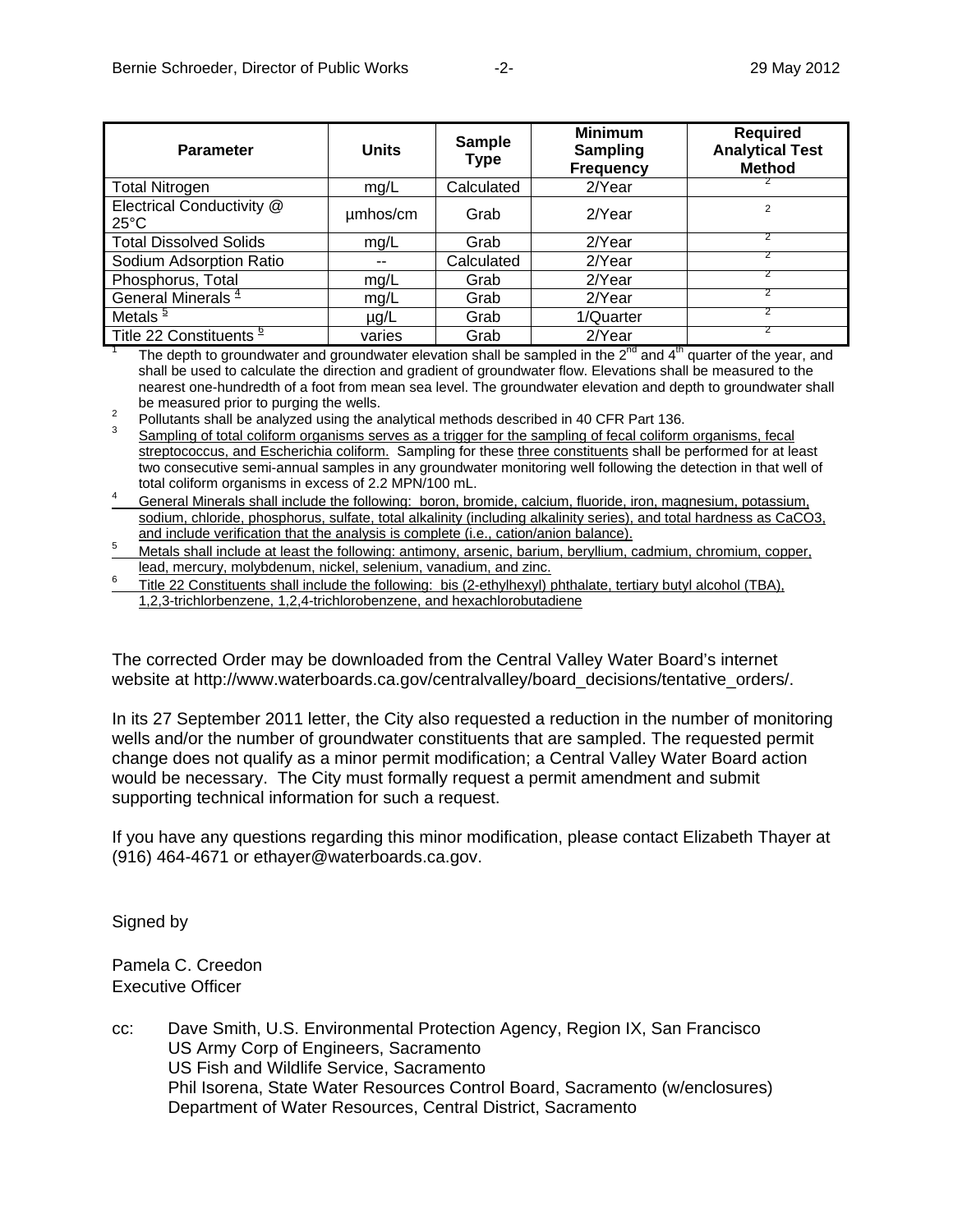| Parameter | Units | Sample Type | Minimum Sampling Frequency | Required Analytical Test Method |
|---|---|---|---|---|
| Total Nitrogen | mg/L | Calculated | 2/Year | 2 |
| Electrical Conductivity @ 25°C | µmhos/cm | Grab | 2/Year | 2 |
| Total Dissolved Solids | mg/L | Grab | 2/Year | 2 |
| Sodium Adsorption Ratio | -- | Calculated | 2/Year | 2 |
| Phosphorus, Total | mg/L | Grab | 2/Year | 2 |
| General Minerals [4] | mg/L | Grab | 2/Year | 2 |
| Metals [5] | µg/L | Grab | 1/Quarter | 2 |
| Title 22 Constituents [6] | varies | Grab | 2/Year | 2 |

1 The depth to groundwater and groundwater elevation shall be sampled in the 2nd and 4th quarter of the year, and shall be used to calculate the direction and gradient of groundwater flow. Elevations shall be measured to the nearest one-hundredth of a foot from mean sea level. The groundwater elevation and depth to groundwater shall be measured prior to purging the wells.

2 Pollutants shall be analyzed using the analytical methods described in 40 CFR Part 136.

3 Sampling of total coliform organisms serves as a trigger for the sampling of fecal coliform organisms, fecal streptococcus, and Escherichia coliform. Sampling for these three constituents shall be performed for at least two consecutive semi-annual samples in any groundwater monitoring well following the detection in that well of total coliform organisms in excess of 2.2 MPN/100 mL.

4 General Minerals shall include the following: boron, bromide, calcium, fluoride, iron, magnesium, potassium, sodium, chloride, phosphorus, sulfate, total alkalinity (including alkalinity series), and total hardness as $CaCO_3$, and include verification that the analysis is complete (i.e., cation/anion balance).

5 Metals shall include at least the following: antimony, arsenic, barium, beryllium, cadmium, chromium, copper, lead, mercury, molybdenum, nickel, selenium, vanadium, and zinc.

6 Title 22 Constituents shall include the following: bis (2-ethylhexyl) phthalate, tertiary butyl alcohol (TBA), 1,2,3-trichlorbenzene, 1,2,4-trichlorobenzene, and hexachlorobutadiene

The corrected Order may be downloaded from the Central Valley Water Board's internet website at http://www.waterboards.ca.gov/centralvalley/board_decisions/tentative_orders/.

In its 27 September 2011 letter, the City also requested a reduction in the number of monitoring wells and/or the number of groundwater constituents that are sampled. The requested permit change does not qualify as a minor permit modification; a Central Valley Water Board action would be necessary. The City must formally request a permit amendment and submit supporting technical information for such a request.

If you have any questions regarding this minor modification, please contact Elizabeth Thayer at (916) 464-4671 or ethayer@waterboards.ca.gov.

Signed by

Pamela C. Creedon
Executive Officer

cc: Dave Smith, U.S. Environmental Protection Agency, Region IX, San Francisco
US Army Corp of Engineers, Sacramento
US Fish and Wildlife Service, Sacramento
Phil Isorena, State Water Resources Control Board, Sacramento (w/enclosures)
Department of Water Resources, Central District, Sacramento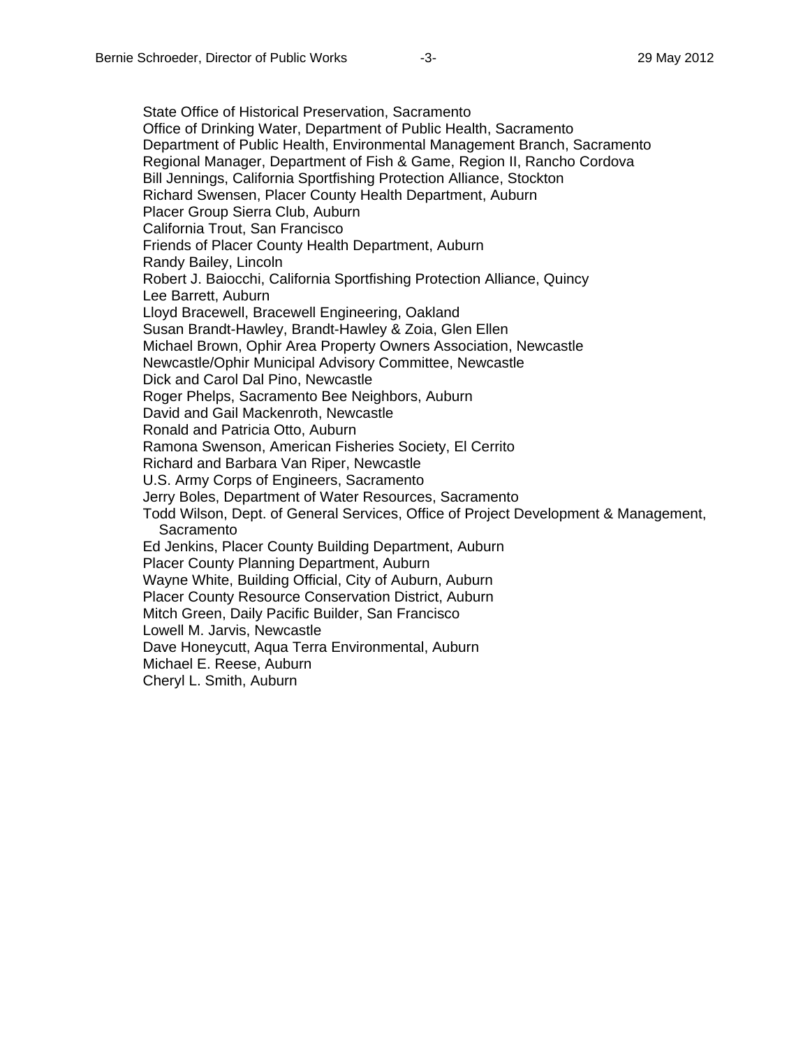State Office of Historical Preservation, Sacramento
Office of Drinking Water, Department of Public Health, Sacramento
Department of Public Health, Environmental Management Branch, Sacramento
Regional Manager, Department of Fish & Game, Region II, Rancho Cordova
Bill Jennings, California Sportfishing Protection Alliance, Stockton
Richard Swensen, Placer County Health Department, Auburn
Placer Group Sierra Club, Auburn
California Trout, San Francisco
Friends of Placer County Health Department, Auburn
Randy Bailey, Lincoln
Robert J. Baiocchi, California Sportfishing Protection Alliance, Quincy
Lee Barrett, Auburn
Lloyd Bracewell, Bracewell Engineering, Oakland
Susan Brandt-Hawley, Brandt-Hawley & Zoia, Glen Ellen
Michael Brown, Ophir Area Property Owners Association, Newcastle
Newcastle/Ophir Municipal Advisory Committee, Newcastle
Dick and Carol Dal Pino, Newcastle
Roger Phelps, Sacramento Bee Neighbors, Auburn
David and Gail Mackenroth, Newcastle
Ronald and Patricia Otto, Auburn
Ramona Swenson, American Fisheries Society, El Cerrito
Richard and Barbara Van Riper, Newcastle
U.S. Army Corps of Engineers, Sacramento
Jerry Boles, Department of Water Resources, Sacramento
Todd Wilson, Dept. of General Services, Office of Project Development & Management, Sacramento
Ed Jenkins, Placer County Building Department, Auburn
Placer County Planning Department, Auburn
Wayne White, Building Official, City of Auburn, Auburn
Placer County Resource Conservation District, Auburn
Mitch Green, Daily Pacific Builder, San Francisco
Lowell M. Jarvis, Newcastle
Dave Honeycutt, Aqua Terra Environmental, Auburn
Michael E. Reese, Auburn
Cheryl L. Smith, Auburn